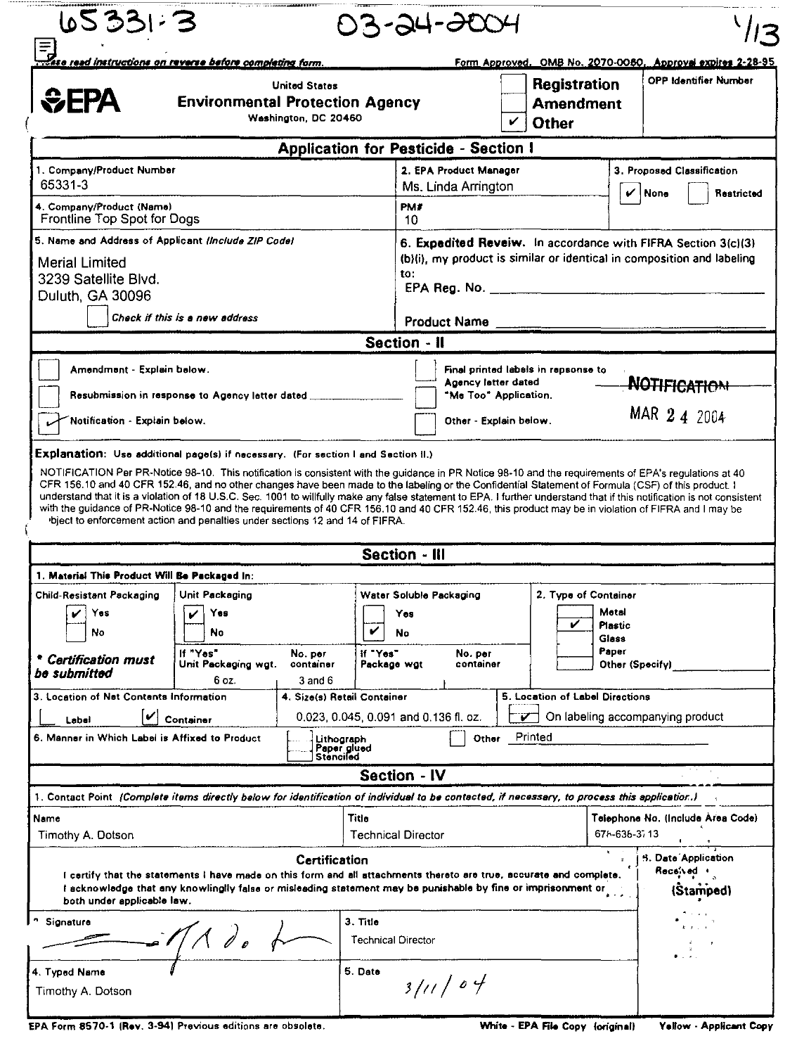65331-3 03-24-2004

Please read instructions on reverse before completing form. Form Approved. OMB No. 2070-0060. Approval expires 2-28-95

**EPA** United States Environmental Protection Agency, Washington, DC 20460

☐ Registration
☐ Amendment
☑ Other

OPP Identifier Number

## Application for Pesticide - Section I

| 1. Company/Product Number | 2. EPA Product Manager | 3. Proposed Classification |
|---|---|---|
| 65331-3 | Ms. Linda Arrington | ☑ None ☐ Restricted |
| 4. Company/Product (Name) | PM# | |
| Frontline Top Spot for Dogs | 10 | |

**5. Name and Address of Applicant** *(Include ZIP Code)*

Merial Limited
3239 Satellite Blvd.
Duluth, GA 30096

☐ *Check if this is a new address*

**6. Expedited Reveiw.** In accordance with FIFRA Section 3(c)(3)(b)(i), my product is similar or identical in composition and labeling to:

EPA Reg. No. ______________________

Product Name ______________________

## Section - II

☐ Amendment - Explain below.
☐ Resubmission in response to Agency letter dated ________
☑ Notification - Explain below.
☐ Final printed labels in repsonse to Agency letter dated
☐ "Me Too" Application.
☐ Other - Explain below.

~~NOTIFICATION~~
MAR 24 2004

**Explanation:** Use additional page(s) if necessary. (For section I and Section II.)

NOTIFICATION Per PR-Notice 98-10. This notification is consistent with the guidance in PR Notice 98-10 and the requirements of EPA's regulations at 40 CFR 156.10 and 40 CFR 152.46, and no other changes have been made to the labeling or the Confidential Statement of Formula (CSF) of this product. I understand that it is a violation of 18 U.S.C. Sec. 1001 to willfully make any false statement to EPA. I further understand that if this notification is not consistent with the guidance of PR-Notice 98-10 and the requirements of 40 CFR 156.10 and 40 CFR 152.46, this product may be in violation of FIFRA and I may be subject to enforcement action and penalties under sections 12 and 14 of FIFRA.

## Section - III

**1. Material This Product Will Be Packaged In:**

| Child-Resistant Packaging | Unit Packaging | | Water Soluble Packaging | | 2. Type of Container |
|---|---|---|---|---|---|
| ☑ Yes<br>☐ No | ☑ Yes<br>☐ No | | ☐ Yes<br>☑ No | | ☐ Metal<br>☑ Plastic<br>☐ Glass<br>☐ Paper<br>☐ Other (Specify) |
| * *Certification must be submitted* | If "Yes" Unit Packaging wgt. 6 oz. | No. per container 3 and 6 | If "Yes" Package wgt | No. per container | |

| 3. Location of Net Contents Information | 4. Size(s) Retail Container | 5. Location of Label Directions |
|---|---|---|
| ☐ Label ☑ Container | 0.023, 0.045, 0.091 and 0.136 fl. oz. | ☑ On labeling accompanying product |

6. Manner in Which Label is Affixed to Product: ☐ Lithograph / Paper glued / Stenciled ☐ Other Printed

## Section - IV

1. Contact Point *(Complete items directly below for identification of individual to be contacted, if necessary, to process this application.)*

| Name | Title | Telephone No. (Include Area Code) |
|---|---|---|
| Timothy A. Dotson | Technical Director | 678-638-3713 |

**Certification**

I certify that the statements I have made on this form and all attachments thereto are true, accurate and complete. I acknowledge that any knowingly false or misleading statement may be punishable by fine or imprisonment or both under applicable law.

| 2. Signature | 3. Title | 6. Date Application Received (Stamped) |
|---|---|---|
| [signature] | Technical Director | |
| 4. Typed Name | 5. Date | |
| Timothy A. Dotson | 3/11/04 | |

EPA Form 8570-1 (Rev. 3-94) Previous editions are obsolete. White - EPA File Copy (original) Yellow - Applicant Copy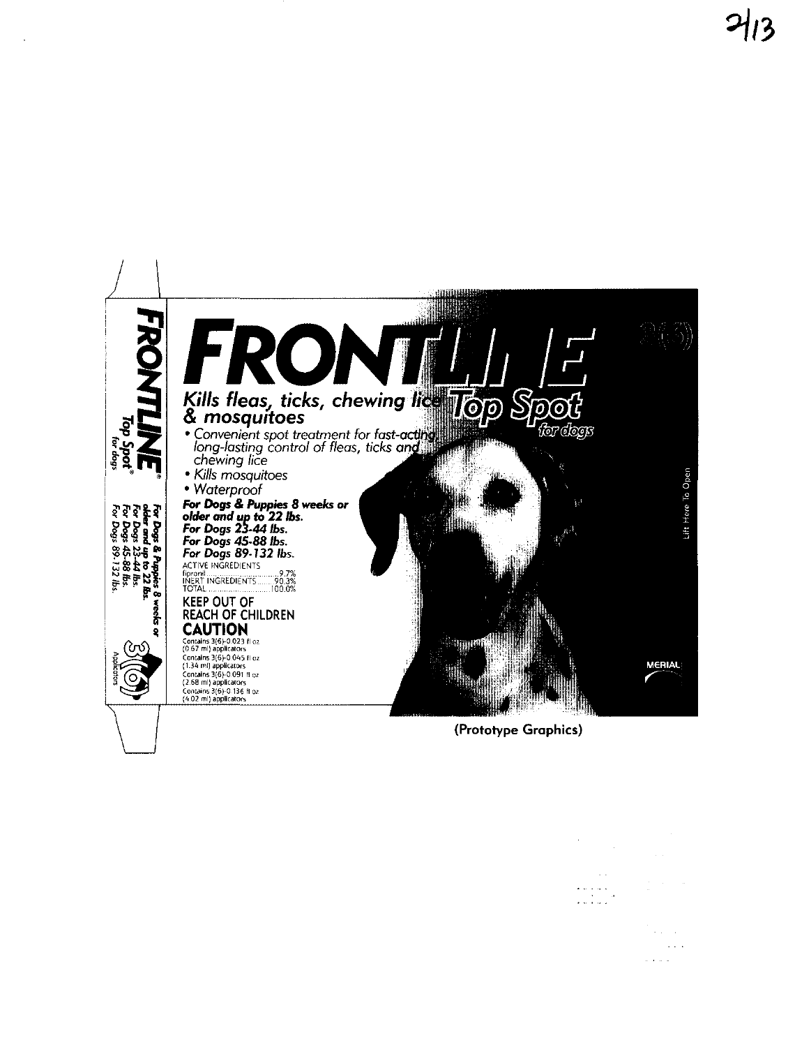# FRONTLINE Top Spot for dogs

3(6)

## Kills fleas, ticks, chewing lice & mosquitoes

- Convenient spot treatment for fast-acting, long-lasting control of fleas, ticks and chewing lice
- Kills mosquitoes
- Waterproof

***For Dogs & Puppies 8 weeks or older and up to 22 lbs.***
***For Dogs 23-44 lbs.***
***For Dogs 45-88 lbs.***
***For Dogs 89-132 lbs.***

ACTIVE INGREDIENTS
fipronil .......... 9.7%
INERT INGREDIENTS .......... 90.3%
TOTAL .......... 100.0%

KEEP OUT OF REACH OF CHILDREN

**CAUTION**

Contains 3(6)-0.023 fl oz (0.67 ml) applicators
Contains 3(6)-0.045 fl oz (1.34 ml) applicators
Contains 3(6)-0.091 fl oz (2.68 ml) applicators
Contains 3(6)-0.136 fl oz (4.02 ml) applicators

MERIAL

Lift Here To Open

FRONTLINE® Top Spot® for dogs

*For Dogs & Puppies 8 weeks or older and up to 22 lbs.*
For Dogs 23-44 lbs.
For Dogs 45-88 lbs.
For Dogs 89-132 lbs.

3(6) Applicators

(Prototype Graphics)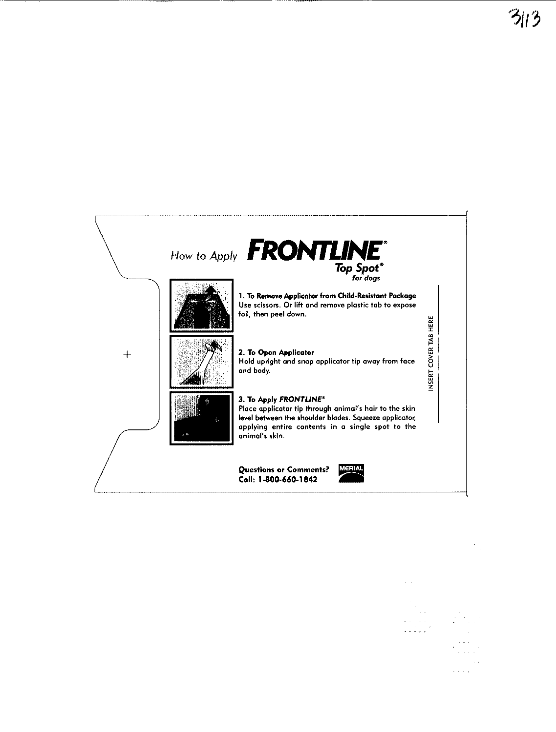# How to Apply FRONTLINE® Top Spot® for dogs

**1. To Remove Applicator from Child-Resistant Package**
Use scissors. Or lift and remove plastic tab to expose foil, then peel down.

**2. To Open Applicator**
Hold upright and snap applicator tip away from face and body.

**3. To Apply *FRONTLINE*®**
Place applicator tip through animal's hair to the skin level between the shoulder blades. Squeeze applicator, applying entire contents in a single spot to the animal's skin.

INSERT COVER TAB HERE

**Questions or Comments?**
**Call: 1-800-660-1842**

MERIAL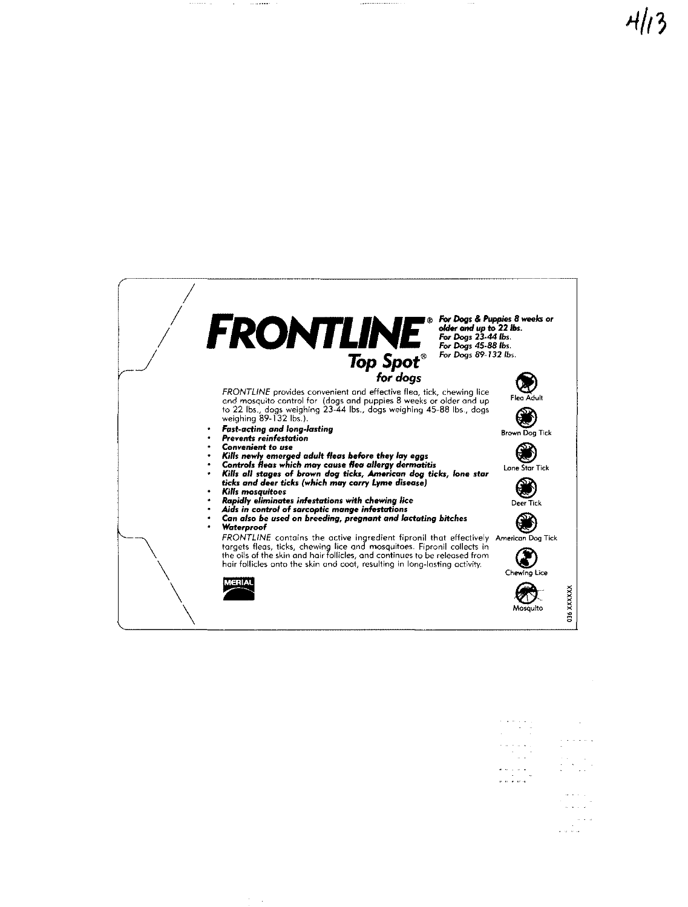# FRONTLINE®

## Top Spot®

### for dogs

***For Dogs & Puppies 8 weeks or older and up to 22 lbs.***
***For Dogs 23-44 lbs.***
***For Dogs 45-88 lbs.***
*For Dogs 89-132 lbs.*

*FRONTLINE* provides convenient and effective flea, tick, chewing lice and mosquito control for (dogs and puppies 8 weeks or older and up to 22 lbs., dogs weighing 23-44 lbs., dogs weighing 45-88 lbs., dogs weighing 89-132 lbs.).

- ***Fast-acting and long-lasting***
- ***Prevents reinfestation***
- ***Convenient to use***
- ***Kills newly emerged adult fleas before they lay eggs***
- ***Controls fleas which may cause flea allergy dermatitis***
- ***Kills all stages of brown dog ticks, American dog ticks, lone star ticks and deer ticks (which may carry Lyme disease)***
- ***Kills mosquitoes***
- ***Rapidly eliminates infestations with chewing lice***
- ***Aids in control of sarcoptic mange infestations***
- ***Can also be used on breeding, pregnant and lactating bitches***
- ***Waterproof***

*FRONTLINE* contains the active ingredient fipronil that effectively targets fleas, ticks, chewing lice and mosquitoes. Fipronil collects in the oils of the skin and hair follicles, and continues to be released from hair follicles onto the skin and coat, resulting in long-lasting activity.

Flea Adult
Brown Dog Tick
Lone Star Tick
Deer Tick
American Dog Tick
Chewing Lice
Mosquito

MERIAL

036 XXXXXX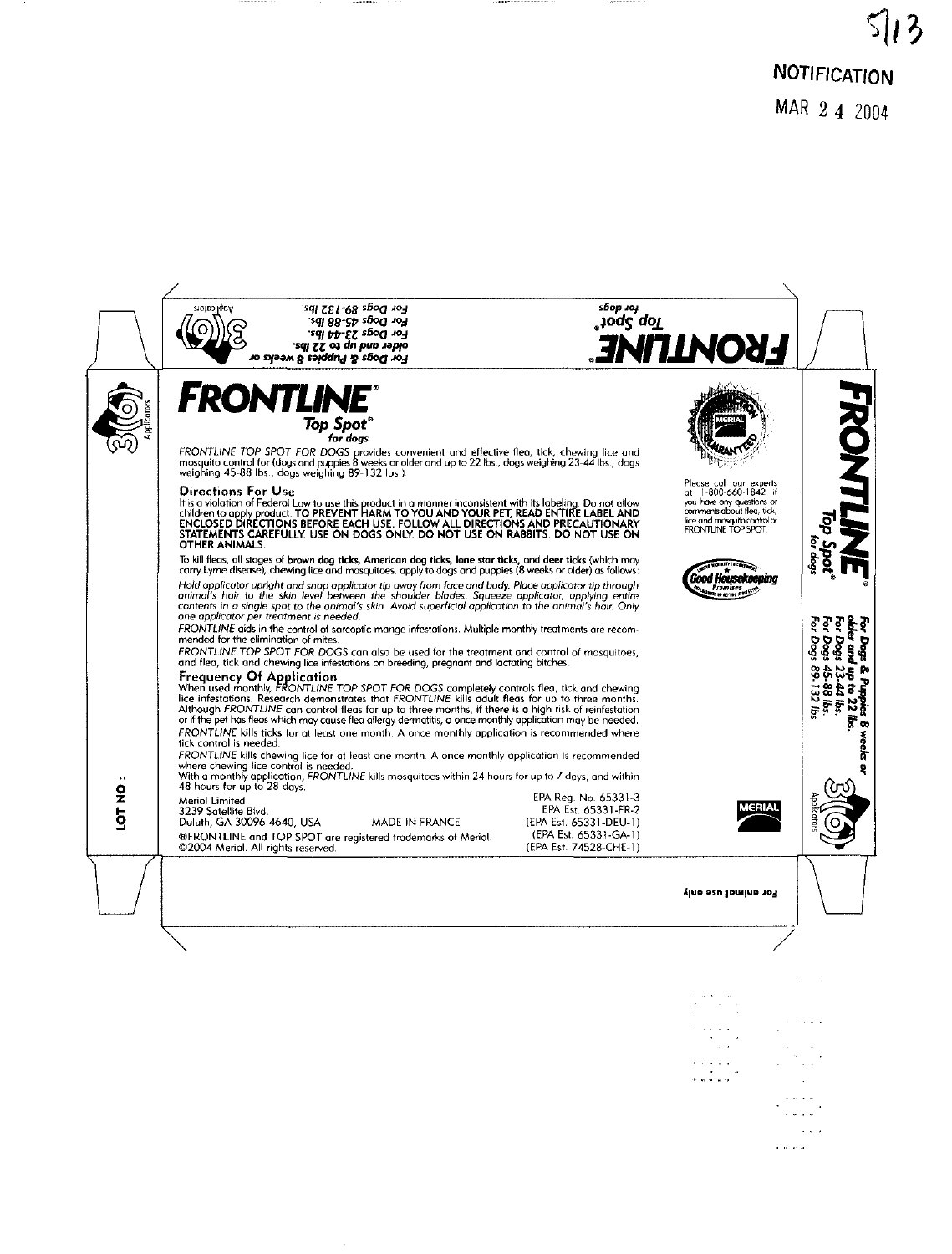5/13

NOTIFICATION

MAR 24 2004

FRONTLINE®

Top Spot®

for dogs

For Dogs & Puppies 8 weeks or older and up to 22 lbs.
For Dogs 23-44 lbs.
For Dogs 45-88 lbs.
For Dogs 89-132 lbs.

3 Applicators

# FRONTLINE®

## Top Spot®

### for dogs

*FRONTLINE TOP SPOT FOR DOGS* provides convenient and effective flea, tick, chewing lice and mosquito control for (dogs and puppies 8 weeks or older and up to 22 lbs., dogs weighing 23-44 lbs., dogs weighing 45-88 lbs., dogs weighing 89-132 lbs.)

### Directions For Use

It is a violation of Federal Law to use this product in a manner inconsistent with its labeling. Do not allow children to apply product. **TO PREVENT HARM TO YOU AND YOUR PET, READ ENTIRE LABEL AND ENCLOSED DIRECTIONS BEFORE EACH USE. FOLLOW ALL DIRECTIONS AND PRECAUTIONARY STATEMENTS CAREFULLY. USE ON DOGS ONLY. DO NOT USE ON RABBITS. DO NOT USE ON OTHER ANIMALS.**

To kill fleas, all stages of **brown dog ticks, American dog ticks, lone star ticks,** and **deer ticks** (which may carry Lyme disease), chewing lice and mosquitoes, apply to dogs and puppies (8 weeks or older) as follows:

*Hold applicator upright and snap applicator tip away from face and body. Place applicator tip through animal's hair to the skin level between the shoulder blades. Squeeze applicator, applying entire contents in a single spot to the animal's skin. Avoid superficial application to the animal's hair. Only one applicator per treatment is needed.*

*FRONTLINE* aids in the control of sarcoptic mange infestations. Multiple monthly treatments are recommended for the elimination of mites.

*FRONTLINE TOP SPOT FOR DOGS* can also be used for the treatment and control of mosquitoes, and flea, tick and chewing lice infestations on breeding, pregnant and lactating bitches.

### Frequency Of Application

When used monthly, *FRONTLINE TOP SPOT FOR DOGS* completely controls flea, tick and chewing lice infestations. Research demonstrates that *FRONTLINE* kills adult fleas for up to three months. Although *FRONTLINE* can control fleas for up to three months, if there is a high risk of reinfestation or if the pet has fleas which may cause flea allergy dermatitis, a once monthly application may be needed.

*FRONTLINE* kills ticks for at least one month. A once monthly application is recommended where tick control is needed.

*FRONTLINE* kills chewing lice for at least one month. A once monthly application is recommended where chewing lice control is needed.

With a monthly application, *FRONTLINE* kills mosquitoes within 24 hours for up to 7 days, and within 48 hours for up to 28 days.

Merial Limited
3239 Satellite Blvd.
Duluth, GA 30096-4640, USA

MADE IN FRANCE

®FRONTLINE and TOP SPOT are registered trademarks of Merial.
©2004 Merial. All rights reserved.

EPA Reg. No. 65331-3
EPA Est. 65331-FR-2
(EPA Est. 65331-DEU-1)
(EPA Est. 65331-GA-1)
(EPA Est. 74528-CHE-1)

MERIAL SATISFACTION GUARANTEED

Please call our experts at 1-800-660-1842 if you have any questions or comments about flea, tick, lice and mosquito control or FRONTLINE TOP SPOT.

Good Housekeeping — Limited Warranty to Consumers — Replacement or Refund if Defective

MERIAL

FRONTLINE®

Top Spot®

for dogs

For Dogs & Puppies 8 weeks or older and up to 22 lbs.
For Dogs 23-44 lbs.
For Dogs 45-88 lbs.
For Dogs 89-132 lbs.

3 Applicators

LOT NO.:

For animal use only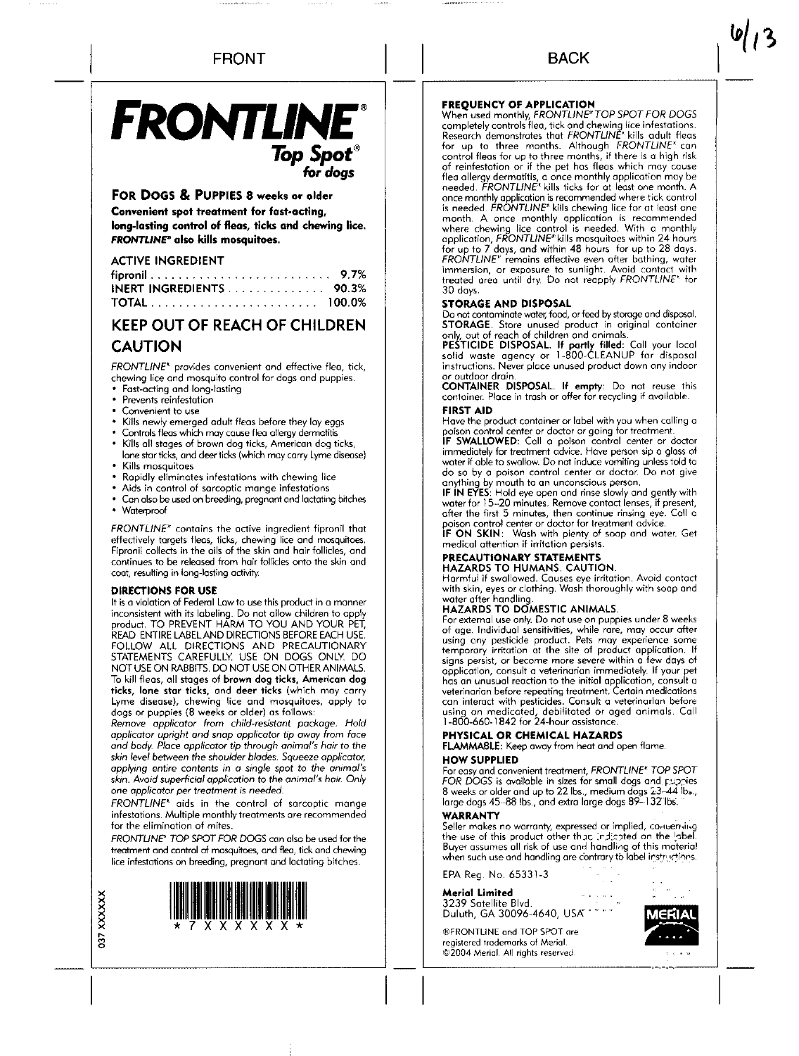# FRONT

# FRONTLINE®

## Top Spot® for dogs

**FOR DOGS & PUPPIES 8 weeks or older**

**Convenient spot treatment for fast-acting, long-lasting control of fleas, ticks and chewing lice. *FRONTLINE*® also kills mosquitoes.**

| ACTIVE INGREDIENT | |
|---|---|
| fipronil | 9.7% |
| INERT INGREDIENTS | 90.3% |
| TOTAL | 100.0% |

## KEEP OUT OF REACH OF CHILDREN

## CAUTION

*FRONTLINE*® provides convenient and effective flea, tick, chewing lice and mosquito control for dogs and puppies.

- Fast-acting and long-lasting
- Prevents reinfestation
- Convenient to use
- Kills newly emerged adult fleas before they lay eggs
- Controls fleas which may cause flea allergy dermatitis
- Kills all stages of brown dog ticks, American dog ticks, lone star ticks, and deer ticks (which may carry Lyme disease)
- Kills mosquitoes
- Rapidly eliminates infestations with chewing lice
- Aids in control of sarcoptic mange infestations
- Can also be used on breeding, pregnant and lactating bitches
- Waterproof

*FRONTLINE*® contains the active ingredient fipronil that effectively targets fleas, ticks, chewing lice and mosquitoes. Fipronil collects in the oils of the skin and hair follicles, and continues to be released from hair follicles onto the skin and coat, resulting in long-lasting activity.

### DIRECTIONS FOR USE

It is a violation of Federal Law to use this product in a manner inconsistent with its labeling. Do not allow children to apply product. TO PREVENT HARM TO YOU AND YOUR PET, READ ENTIRE LABEL AND DIRECTIONS BEFORE EACH USE. FOLLOW ALL DIRECTIONS AND PRECAUTIONARY STATEMENTS CAREFULLY. USE ON DOGS ONLY. DO NOT USE ON RABBITS. DO NOT USE ON OTHER ANIMALS. To kill fleas, all stages of **brown dog ticks, American dog ticks, lone star ticks,** and **deer ticks** (which may carry Lyme disease), chewing lice and mosquitoes, apply to dogs or puppies (8 weeks or older) as follows:

*Remove applicator from child-resistant package. Hold applicator upright and snap applicator tip away from face and body. Place applicator tip through animal's hair to the skin level between the shoulder blades. Squeeze applicator, applying entire contents in a single spot to the animal's skin. Avoid superficial application to the animal's hair. Only one applicator per treatment is needed.*

*FRONTLINE*® aids in the control of sarcoptic mange infestations. Multiple monthly treatments are recommended for the elimination of mites.

*FRONTLINE*® *TOP SPOT FOR DOGS* can also be used for the treatment and control of mosquitoes, and flea, tick and chewing lice infestations on breeding, pregnant and lactating bitches.

\* 7 X X X X X X \*

037 XXXXXX

# BACK

### FREQUENCY OF APPLICATION

When used monthly, *FRONTLINE*® *TOP SPOT FOR DOGS* completely controls flea, tick and chewing lice infestations. Research demonstrates that *FRONTLINE*® kills adult fleas for up to three months. Although *FRONTLINE*® can control fleas for up to three months, if there is a high risk of reinfestation or if the pet has fleas which may cause flea allergy dermatitis, a once monthly application may be needed. *FRONTLINE*® kills ticks for at least one month. A once monthly application is recommended where tick control is needed. *FRONTLINE*® kills chewing lice for at least one month. A once monthly application is recommended where chewing lice control is needed. With a monthly application, *FRONTLINE*® kills mosquitoes within 24 hours for up to 7 days, and within 48 hours for up to 28 days. *FRONTLINE*® remains effective even after bathing, water immersion, or exposure to sunlight. Avoid contact with treated area until dry. Do not reapply *FRONTLINE*® for 30 days.

### STORAGE AND DISPOSAL

Do not contaminate water, food, or feed by storage and disposal.
**STORAGE.** Store unused product in original container only, out of reach of children and animals.
**PESTICIDE DISPOSAL. If partly filled:** Call your local solid waste agency or 1-800-CLEANUP for disposal instructions. Never place unused product down any indoor or outdoor drain.
**CONTAINER DISPOSAL. If empty:** Do not reuse this container. Place in trash or offer for recycling if available.

### FIRST AID

Have the product container or label with you when calling a poison control center or doctor or going for treatment.
**IF SWALLOWED:** Call a poison control center or doctor immediately for treatment advice. Have person sip a glass of water if able to swallow. Do not induce vomiting unless told to do so by a poison control center or doctor. Do not give anything by mouth to an unconscious person.
**IF IN EYES:** Hold eye open and rinse slowly and gently with water for 15–20 minutes. Remove contact lenses, if present, after the first 5 minutes, then continue rinsing eye. Call a poison control center or doctor for treatment advice.
**IF ON SKIN:** Wash with plenty of soap and water. Get medical attention if irritation persists.

### PRECAUTIONARY STATEMENTS

**HAZARDS TO HUMANS. CAUTION.**
Harmful if swallowed. Causes eye irritation. Avoid contact with skin, eyes or clothing. Wash thoroughly with soap and water after handling.

**HAZARDS TO DOMESTIC ANIMALS.**
For external use only. Do not use on puppies under 8 weeks of age. Individual sensitivities, while rare, may occur after using any pesticide product. Pets may experience some temporary irritation at the site of product application. If signs persist, or become more severe within a few days of application, consult a veterinarian immediately. If your pet has an unusual reaction to the initial application, consult a veterinarian before repeating treatment. Certain medications can interact with pesticides. Consult a veterinarian before using on medicated, debilitated or aged animals. Call 1-800-660-1842 for 24-hour assistance.

### PHYSICAL OR CHEMICAL HAZARDS

**FLAMMABLE:** Keep away from heat and open flame.

### HOW SUPPLIED

For easy and convenient treatment, *FRONTLINE*® *TOP SPOT FOR DOGS* is available in sizes for small dogs and puppies 8 weeks or older and up to 22 lbs., medium dogs 23–44 lbs., large dogs 45–88 lbs., and extra large dogs 89–132 lbs.

### WARRANTY

Seller makes no warranty, expressed or implied, concerning the use of this product other than indicated on the label. Buyer assumes all risk of use and handling of this material when such use and handling are contrary to label instructions.

EPA Reg. No. 65331-3

**Merial Limited**
3239 Satellite Blvd.
Duluth, GA 30096-4640, USA

®FRONTLINE and TOP SPOT are registered trademarks of Merial.
©2004 Merial. All rights reserved.

MERIAL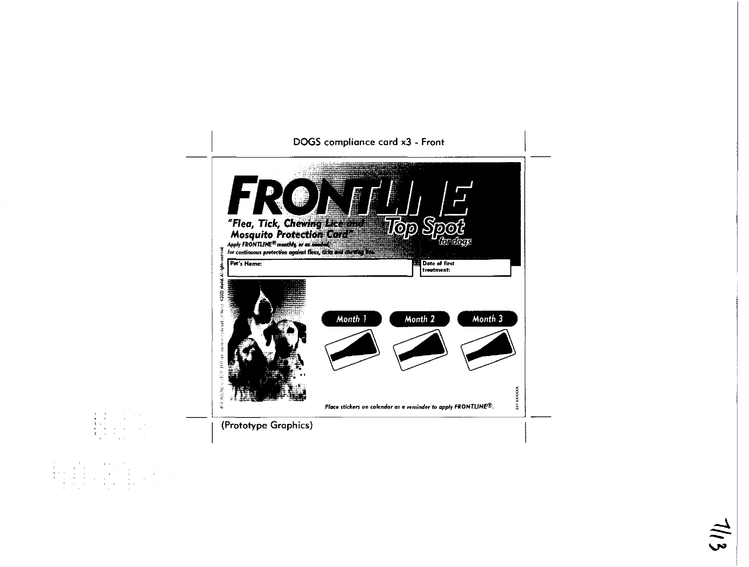DOGS compliance card x3 - Front

# FRONTLINE

## Top Spot

*for dogs*

**"Flea, Tick, Chewing Lice and Mosquito Protection Card"**

*Apply FRONTLINE® monthly, or as needed, for continuous protection against fleas, ticks and chewing lice.*

**Pet's Name:**

**Date of first treatment:**

**Month 1** | **Month 2** | **Month 3**

*Place stickers on calendar as a reminder to apply FRONTLINE®.*

837 XXXXXX

®FRONTLINE ... ©2003 Merial. All rights reserved.

(Prototype Graphics)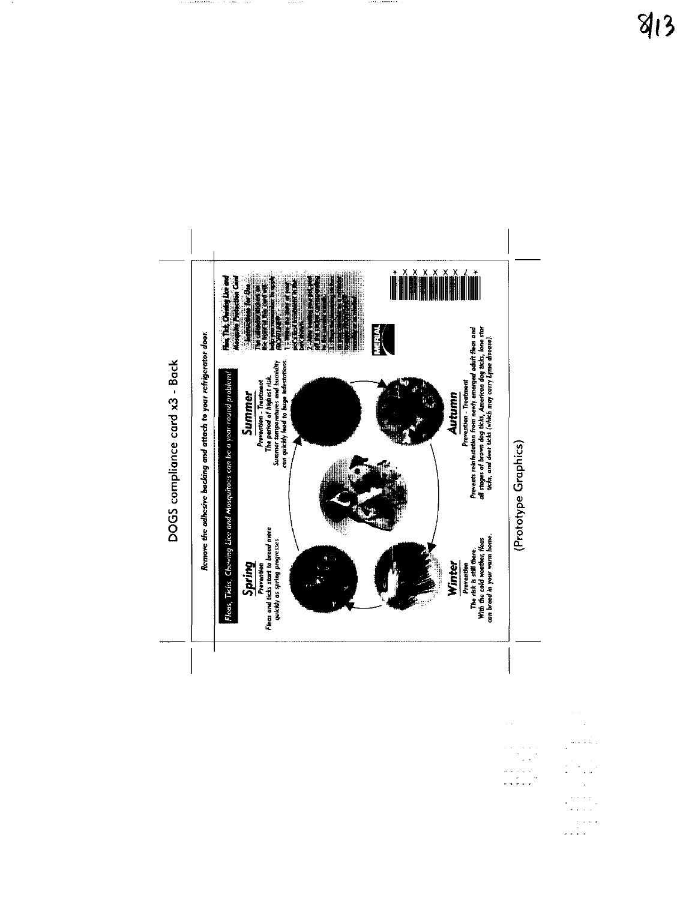# DOGS compliance card x3 - Back

*Remove the adhesive backing and attach to your refrigerator door.*

**Fleas, Ticks, Chewing Lice and Mosquitoes can be a year-round problem!**

## Spring

**Prevention**

Fleas and ticks start to breed more quickly as spring progresses.

## Summer

**Prevention - Treatment**

The period of highest risk. Summer temperatures and humidity can quickly lead to huge infestations.

## Autumn

**Prevention - Treatment**

Prevents reinfestation from newly emerged adult fleas and all stages of brown dog ticks, American dog ticks, lone star ticks, and deer ticks (which may carry Lyme disease).

## Winter

**Prevention**

The risk is still there. With the cold weather, fleas can breed in your warm home.

**Flea, Tick, Chewing Lice and Mosquito Protection Card**

**Instructions for Use**

The calendar stickers on the front of this card will help you remember to apply FRONTLINE®

1. Write the date of your pet's first treatment in the box shown.
2. After treating your pet, peel off the sticker corresponding to the treatment month.
3. Place the remaining stickers on your calendar as a reminder to apply FRONTLINE®.

MERIAL

\* 7 X X X X X X \*

(Prototype Graphics)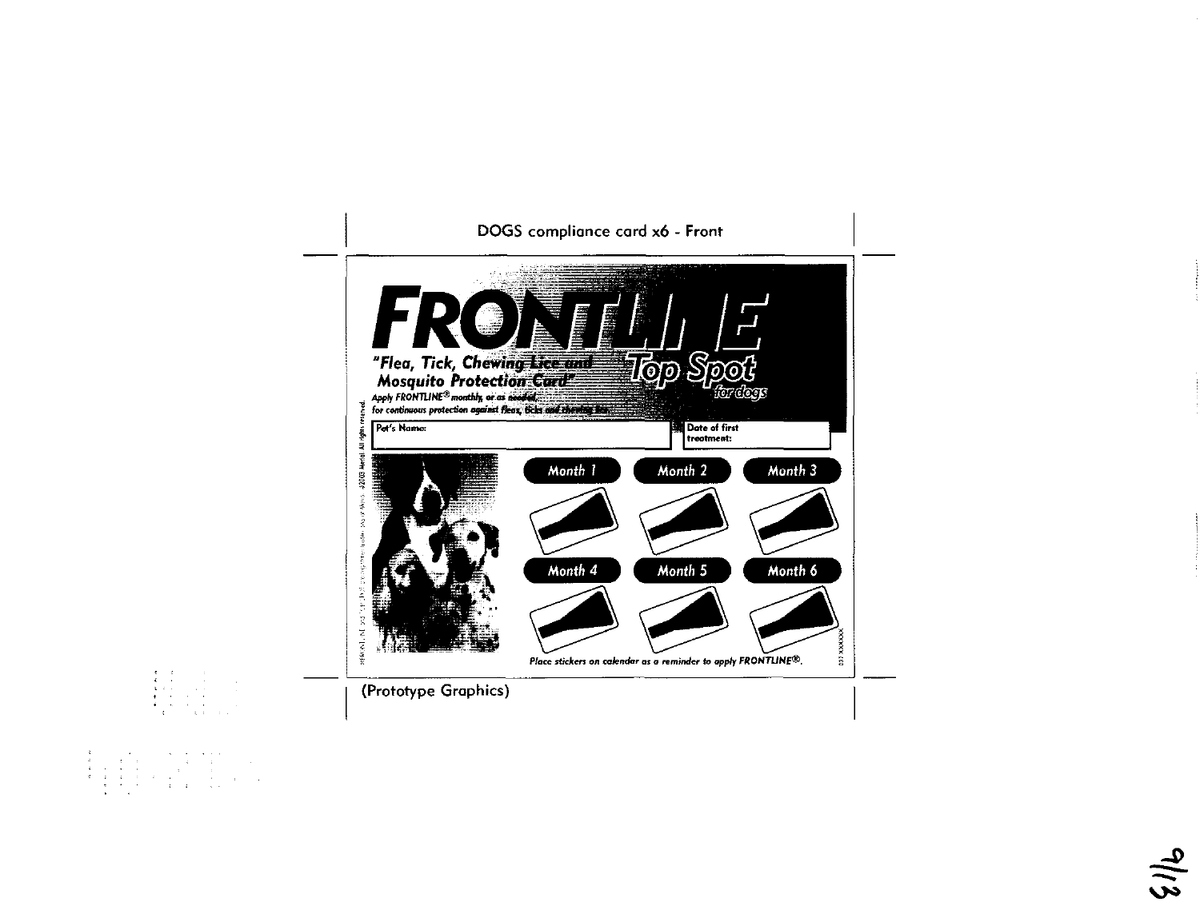DOGS compliance card x6 - Front

# FRONTLINE Top Spot for dogs

***"Flea, Tick, Chewing Lice and Mosquito Protection Card"***

*Apply FRONTLINE® monthly, or as needed, for continuous protection against fleas, ticks and chewing lice.*

| Pet's Name: | Date of first treatment: |
|---|---|
| | |

| Month 1 | Month 2 | Month 3 |
|---|---|---|
| Month 4 | Month 5 | Month 6 |

*Place stickers on calendar as a reminder to apply FRONTLINE®.*

©2003 Merial. All rights reserved.

(Prototype Graphics)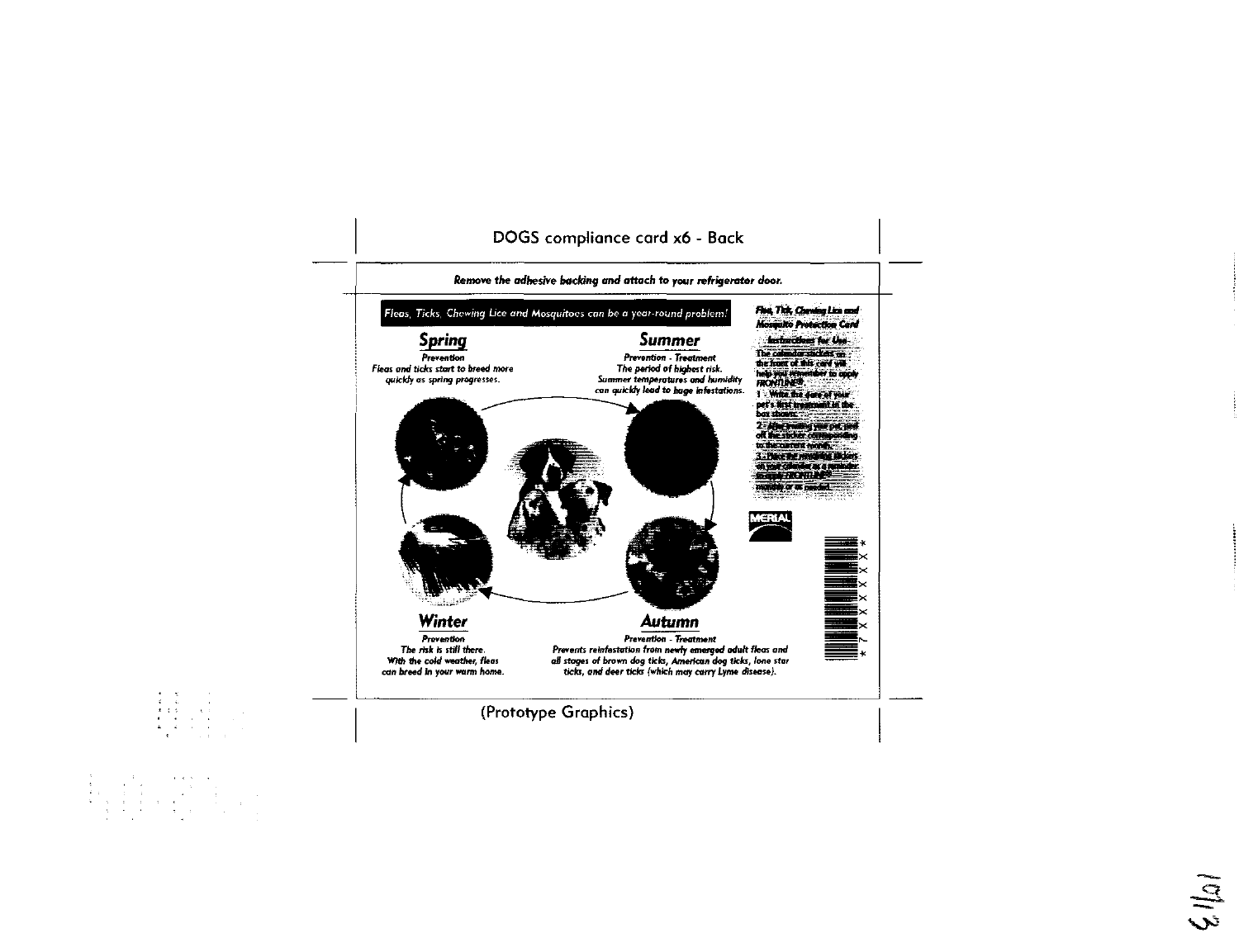DOGS compliance card x6 - Back

***Remove the adhesive backing and attach to your refrigerator door.***

*Fleas, Ticks, Chewing Lice and Mosquitoes can be a year-round problem!*

## *Spring*

***Prevention***

***Fleas and ticks start to breed more quickly as spring progresses.***

## *Summer*

***Prevention - Treatment***

***The period of highest risk. Summer temperatures and humidity can quickly lead to huge infestations.***

## *Winter*

***Prevention***

***The risk is still there. With the cold weather, fleas can breed in your warm home.***

## *Autumn*

***Prevention - Treatment***

***Prevents reinfestation from newly emerged adult fleas and all stages of brown dog ticks, American dog ticks, lone star ticks, and deer ticks (which may carry Lyme disease).***

***Flea, Tick, Chewing Lice and Mosquito Protection Card***

**Instructions for Use**

The calendar stickers on the front of this card will help you remember to apply FRONTLINE®.

1 - Write the date of your pet's first treatment in the box shown.

2 - After treating your pet, peel off the sticker corresponding to the current month.

3 - Place the remaining stickers on your calendar as a reminder to apply FRONTLINE® monthly or as needed.

MERIAL

*7XXXXXX*

(Prototype Graphics)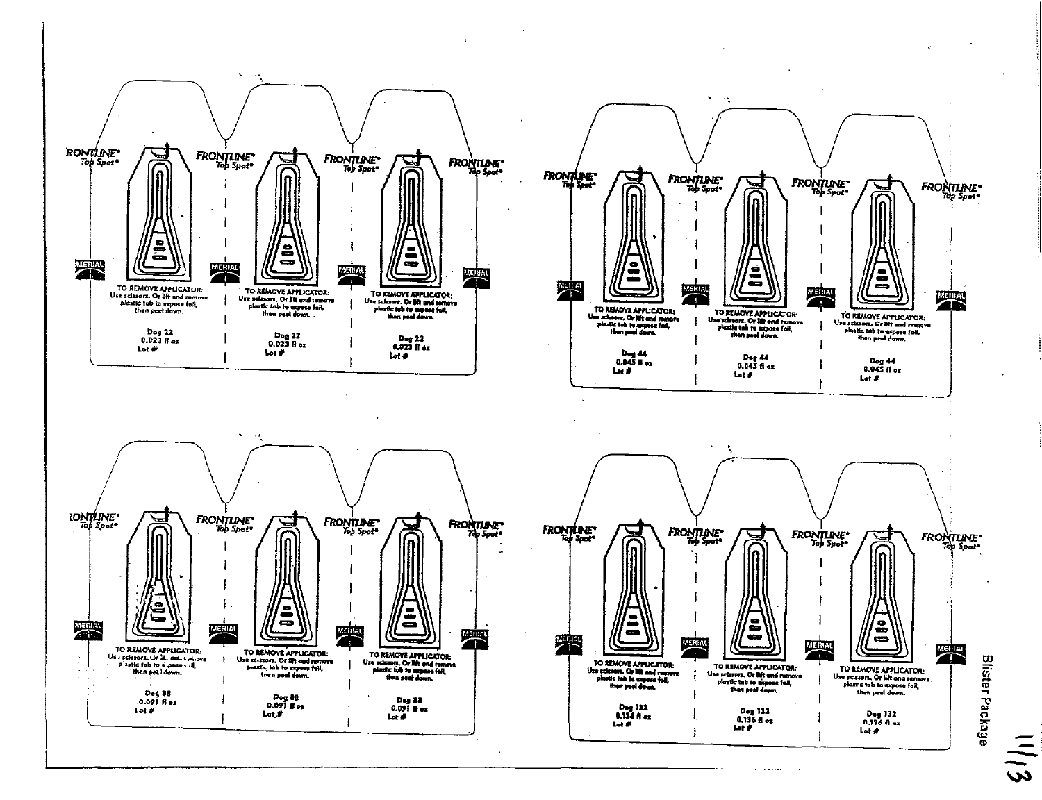FRONTLINE® Top Spot®

MERIAL

TO REMOVE APPLICATOR: Use scissors. Or lift and remove plastic tab to expose foil, then peel down.

Dog 22
0.023 fl oz
Lot #

FRONTLINE® Top Spot®

MERIAL

TO REMOVE APPLICATOR: Use scissors. Or lift and remove plastic tab to expose foil, then peel down.

Dog 22
0.023 fl oz
Lot #

FRONTLINE® Top Spot®

MERIAL

TO REMOVE APPLICATOR: Use scissors. Or lift and remove plastic tab to expose foil, then peel down.

Dog 22
0.023 fl oz
Lot #

FRONTLINE® Top Spot®

MERIAL

---

FRONTLINE® Top Spot®

MERIAL

TO REMOVE APPLICATOR: Use scissors. Or lift and remove plastic tab to expose foil, then peel down.

Dog 44
0.045 fl oz
Lot #

FRONTLINE® Top Spot®

MERIAL

TO REMOVE APPLICATOR: Use scissors. Or lift and remove plastic tab to expose foil, then peel down.

Dog 44
0.045 fl oz
Lot #

FRONTLINE® Top Spot®

MERIAL

TO REMOVE APPLICATOR: Use scissors. Or lift and remove plastic tab to expose foil, then peel down.

Dog 44
0.045 fl oz
Lot #

FRONTLINE® Top Spot®

MERIAL

---

FRONTLINE® Top Spot®

MERIAL

TO REMOVE APPLICATOR: Use scissors. Or lift and remove plastic tab to expose foil, then peel down.

Dog 88
0.091 fl oz
Lot #

FRONTLINE® Top Spot®

MERIAL

TO REMOVE APPLICATOR: Use scissors. Or lift and remove plastic tab to expose foil, then peel down.

Dog 88
0.091 fl oz
Lot #

FRONTLINE® Top Spot®

MERIAL

TO REMOVE APPLICATOR: Use scissors. Or lift and remove plastic tab to expose foil, then peel down.

Dog 88
0.091 fl oz
Lot #

FRONTLINE® Top Spot®

MERIAL

---

FRONTLINE® Top Spot®

MERIAL

TO REMOVE APPLICATOR: Use scissors. Or lift and remove plastic tab to expose foil, then peel down.

Dog 132
0.136 fl oz
Lot #

FRONTLINE® Top Spot®

MERIAL

TO REMOVE APPLICATOR: Use scissors. Or lift and remove plastic tab to expose foil, then peel down.

Dog 132
0.136 fl oz
Lot #

FRONTLINE® Top Spot®

MERIAL

TO REMOVE APPLICATOR: Use scissors. Or lift and remove plastic tab to expose foil, then peel down.

Dog 132
0.136 fl oz
Lot #

FRONTLINE® Top Spot®

MERIAL

Blister Package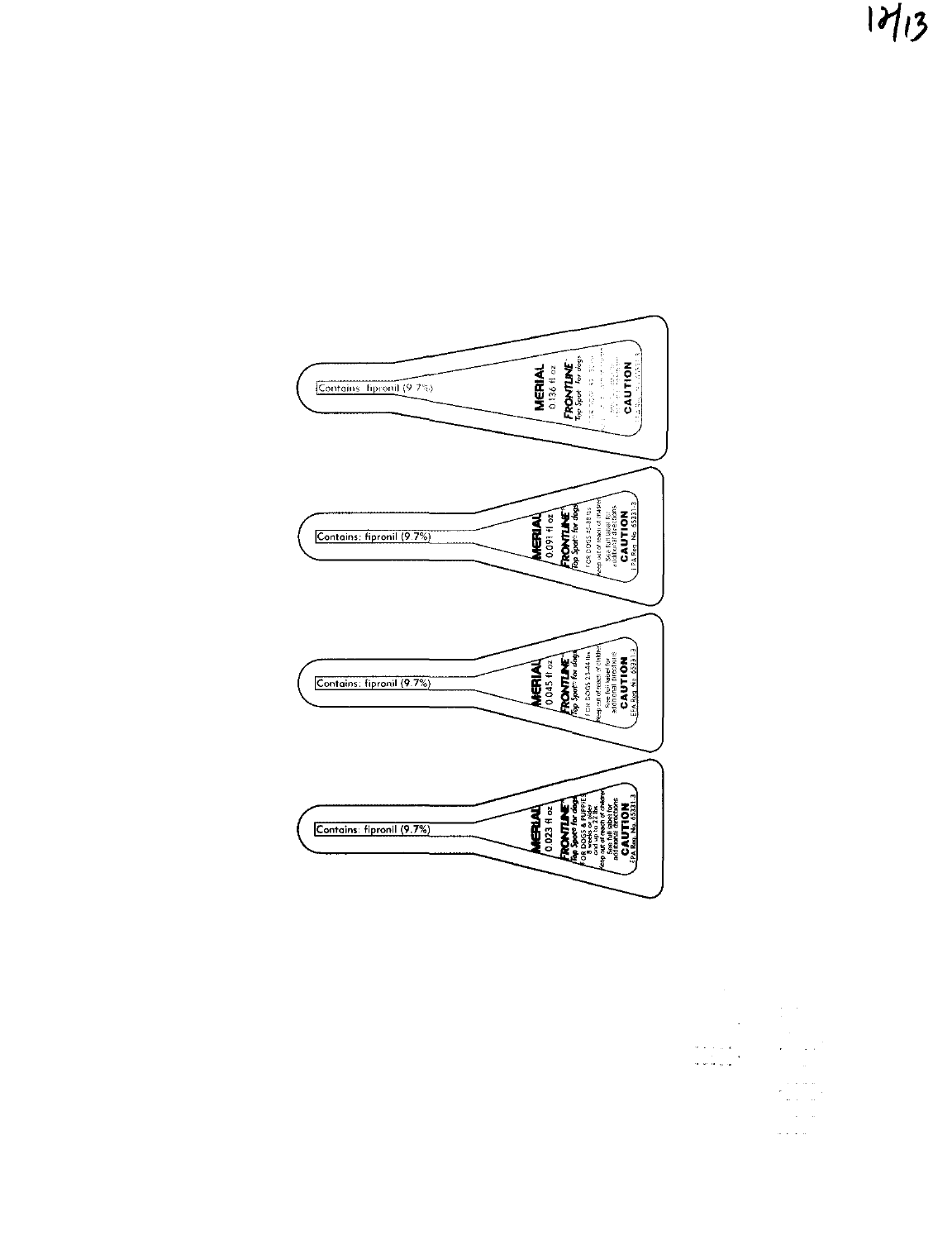Contains: fipronil (9.7%)

MERIAL
0.136 fl oz
FRONTLINE
Top Spot for dogs
CAUTION

Contains: fipronil (9.7%)

MERIAL
0.091 fl oz
FRONTLINE
Top Spot for dogs
FOR DOGS 45-88 lbs
Keep out of reach of children
See full label for additional directions
CAUTION
EPA Reg. No. 65331-3

Contains: fipronil (9.7%)

MERIAL
0.045 fl oz
FRONTLINE
Top Spot for dogs
FOR DOGS 23-44 lbs
Keep out of reach of children
See full label for additional directions
CAUTION
EPA Reg. No. 65331-3

Contains: fipronil (9.7%)

MERIAL
0.023 fl oz
FRONTLINE
Top Spot for dogs
FOR DOGS & PUPPIES 8 weeks or older and up to 22 lbs
Keep out of reach of children
See full label for additional directions
CAUTION
EPA Reg. No. 65331-3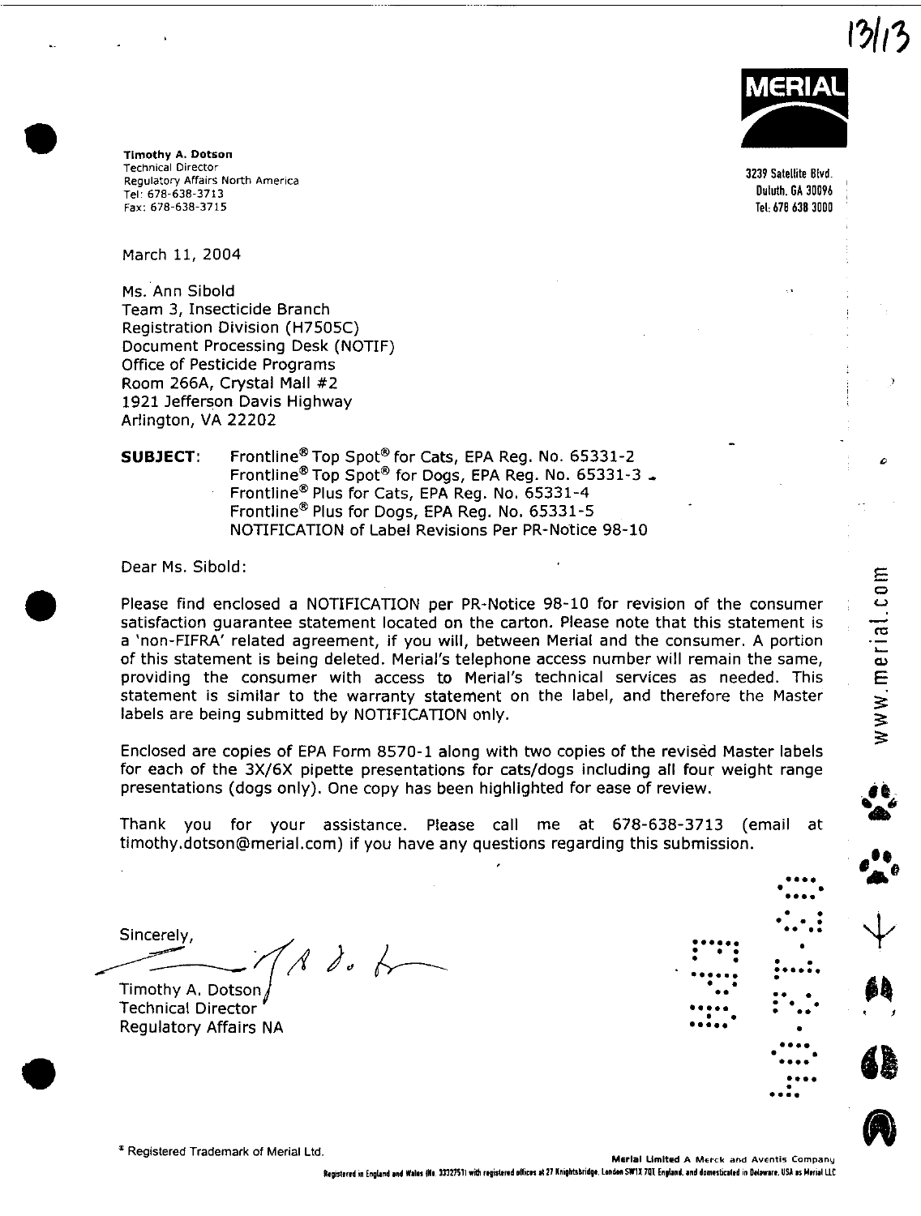**MERIAL**

**Timothy A. Dotson**
Technical Director
Regulatory Affairs North America
Tel: 678-638-3713
Fax: 678-638-3715

3239 Satellite Blvd.
Duluth, GA 30096
Tel: 678 638 3000

March 11, 2004

Ms. Ann Sibold
Team 3, Insecticide Branch
Registration Division (H7505C)
Document Processing Desk (NOTIF)
Office of Pesticide Programs
Room 266A, Crystal Mall #2
1921 Jefferson Davis Highway
Arlington, VA 22202

**SUBJECT**: Frontline® Top Spot® for Cats, EPA Reg. No. 65331-2
Frontline® Top Spot® for Dogs, EPA Reg. No. 65331-3
Frontline® Plus for Cats, EPA Reg. No. 65331-4
Frontline® Plus for Dogs, EPA Reg. No. 65331-5
NOTIFICATION of Label Revisions Per PR-Notice 98-10

Dear Ms. Sibold:

Please find enclosed a NOTIFICATION per PR-Notice 98-10 for revision of the consumer satisfaction guarantee statement located on the carton. Please note that this statement is a 'non-FIFRA' related agreement, if you will, between Merial and the consumer. A portion of this statement is being deleted. Merial's telephone access number will remain the same, providing the consumer with access to Merial's technical services as needed. This statement is similar to the warranty statement on the label, and therefore the Master labels are being submitted by NOTIFICATION only.

Enclosed are copies of EPA Form 8570-1 along with two copies of the revised Master labels for each of the 3X/6X pipette presentations for cats/dogs including all four weight range presentations (dogs only). One copy has been highlighted for ease of review.

Thank you for your assistance. Please call me at 678-638-3713 (email at timothy.dotson@merial.com) if you have any questions regarding this submission.

Sincerely,

Timothy A. Dotson
Technical Director
Regulatory Affairs NA

www.merial.com

® Registered Trademark of Merial Ltd.

Merial Limited A Merck and Aventis Company
Registered in England and Wales (No. 3332751) with registered offices at 27 Knightsbridge, London SW1X 7QT England, and domesticated in Delaware, USA as Merial LLC